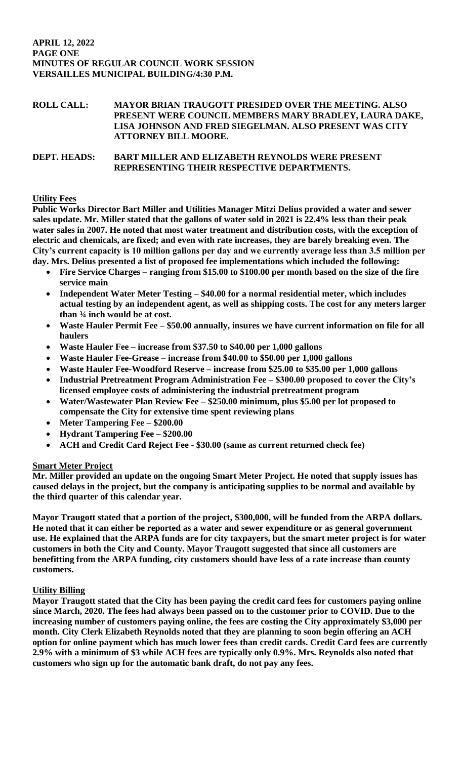**APRIL 12, 2022**
**PAGE ONE**
**MINUTES OF REGULAR COUNCIL WORK SESSION**
**VERSAILLES MUNICIPAL BUILDING/4:30 P.M.**

**ROLL CALL:** **MAYOR BRIAN TRAUGOTT PRESIDED OVER THE MEETING. ALSO PRESENT WERE COUNCIL MEMBERS MARY BRADLEY, LAURA DAKE, LISA JOHNSON AND FRED SIEGELMAN. ALSO PRESENT WAS CITY ATTORNEY BILL MOORE.**

**DEPT. HEADS:** **BART MILLER AND ELIZABETH REYNOLDS WERE PRESENT REPRESENTING THEIR RESPECTIVE DEPARTMENTS.**

**Utility Fees**

**Public Works Director Bart Miller and Utilities Manager Mitzi Delius provided a water and sewer sales update. Mr. Miller stated that the gallons of water sold in 2021 is 22.4% less than their peak water sales in 2007. He noted that most water treatment and distribution costs, with the exception of electric and chemicals, are fixed; and even with rate increases, they are barely breaking even. The City's current capacity is 10 million gallons per day and we currently average less than 3.5 million per day. Mrs. Delius presented a list of proposed fee implementations which included the following:**

- **Fire Service Charges – ranging from $15.00 to $100.00 per month based on the size of the fire service main**
- **Independent Water Meter Testing – $40.00 for a normal residential meter, which includes actual testing by an independent agent, as well as shipping costs. The cost for any meters larger than ¾ inch would be at cost.**
- **Waste Hauler Permit Fee – $50.00 annually, insures we have current information on file for all haulers**
- **Waste Hauler Fee – increase from $37.50 to $40.00 per 1,000 gallons**
- **Waste Hauler Fee-Grease – increase from $40.00 to $50.00 per 1,000 gallons**
- **Waste Hauler Fee-Woodford Reserve – increase from $25.00 to $35.00 per 1,000 gallons**
- **Industrial Pretreatment Program Administration Fee – $300.00 proposed to cover the City's licensed employee costs of administering the industrial pretreatment program**
- **Water/Wastewater Plan Review Fee – $250.00 minimum, plus $5.00 per lot proposed to compensate the City for extensive time spent reviewing plans**
- **Meter Tampering Fee – $200.00**
- **Hydrant Tampering Fee – $200.00**
- **ACH and Credit Card Reject Fee - $30.00 (same as current returned check fee)**

**Smart Meter Project**

**Mr. Miller provided an update on the ongoing Smart Meter Project. He noted that supply issues has caused delays in the project, but the company is anticipating supplies to be normal and available by the third quarter of this calendar year.**

**Mayor Traugott stated that a portion of the project, $300,000, will be funded from the ARPA dollars. He noted that it can either be reported as a water and sewer expenditure or as general government use. He explained that the ARPA funds are for city taxpayers, but the smart meter project is for water customers in both the City and County. Mayor Traugott suggested that since all customers are benefitting from the ARPA funding, city customers should have less of a rate increase than county customers.**

**Utility Billing**

**Mayor Traugott stated that the City has been paying the credit card fees for customers paying online since March, 2020. The fees had always been passed on to the customer prior to COVID. Due to the increasing number of customers paying online, the fees are costing the City approximately $3,000 per month. City Clerk Elizabeth Reynolds noted that they are planning to soon begin offering an ACH option for online payment which has much lower fees than credit cards. Credit Card fees are currently 2.9% with a minimum of $3 while ACH fees are typically only 0.9%. Mrs. Reynolds also noted that customers who sign up for the automatic bank draft, do not pay any fees.**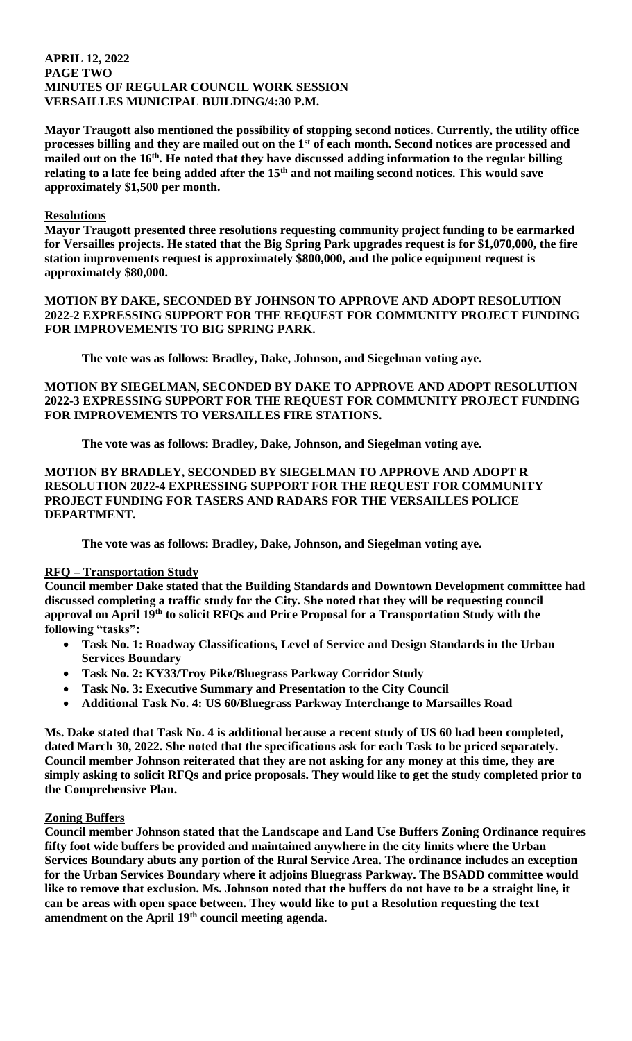**APRIL 12, 2022**
**PAGE TWO**
**MINUTES OF REGULAR COUNCIL WORK SESSION**
**VERSAILLES MUNICIPAL BUILDING/4:30 P.M.**

**Mayor Traugott also mentioned the possibility of stopping second notices. Currently, the utility office processes billing and they are mailed out on the 1st of each month. Second notices are processed and mailed out on the 16th. He noted that they have discussed adding information to the regular billing relating to a late fee being added after the 15th and not mailing second notices. This would save approximately $1,500 per month.**

**Resolutions**

**Mayor Traugott presented three resolutions requesting community project funding to be earmarked for Versailles projects. He stated that the Big Spring Park upgrades request is for $1,070,000, the fire station improvements request is approximately $800,000, and the police equipment request is approximately $80,000.**

**MOTION BY DAKE, SECONDED BY JOHNSON TO APPROVE AND ADOPT RESOLUTION 2022-2 EXPRESSING SUPPORT FOR THE REQUEST FOR COMMUNITY PROJECT FUNDING FOR IMPROVEMENTS TO BIG SPRING PARK.**

**The vote was as follows: Bradley, Dake, Johnson, and Siegelman voting aye.**

**MOTION BY SIEGELMAN, SECONDED BY DAKE TO APPROVE AND ADOPT RESOLUTION 2022-3 EXPRESSING SUPPORT FOR THE REQUEST FOR COMMUNITY PROJECT FUNDING FOR IMPROVEMENTS TO VERSAILLES FIRE STATIONS.**

**The vote was as follows: Bradley, Dake, Johnson, and Siegelman voting aye.**

**MOTION BY BRADLEY, SECONDED BY SIEGELMAN TO APPROVE AND ADOPT R RESOLUTION 2022-4 EXPRESSING SUPPORT FOR THE REQUEST FOR COMMUNITY PROJECT FUNDING FOR TASERS AND RADARS FOR THE VERSAILLES POLICE DEPARTMENT.**

**The vote was as follows: Bradley, Dake, Johnson, and Siegelman voting aye.**

**RFQ – Transportation Study**

**Council member Dake stated that the Building Standards and Downtown Development committee had discussed completing a traffic study for the City. She noted that they will be requesting council approval on April 19th to solicit RFQs and Price Proposal for a Transportation Study with the following "tasks":**

- **Task No. 1: Roadway Classifications, Level of Service and Design Standards in the Urban Services Boundary**
- **Task No. 2: KY33/Troy Pike/Bluegrass Parkway Corridor Study**
- **Task No. 3: Executive Summary and Presentation to the City Council**
- **Additional Task No. 4: US 60/Bluegrass Parkway Interchange to Marsailles Road**

**Ms. Dake stated that Task No. 4 is additional because a recent study of US 60 had been completed, dated March 30, 2022. She noted that the specifications ask for each Task to be priced separately. Council member Johnson reiterated that they are not asking for any money at this time, they are simply asking to solicit RFQs and price proposals. They would like to get the study completed prior to the Comprehensive Plan.**

**Zoning Buffers**

**Council member Johnson stated that the Landscape and Land Use Buffers Zoning Ordinance requires fifty foot wide buffers be provided and maintained anywhere in the city limits where the Urban Services Boundary abuts any portion of the Rural Service Area. The ordinance includes an exception for the Urban Services Boundary where it adjoins Bluegrass Parkway. The BSADD committee would like to remove that exclusion. Ms. Johnson noted that the buffers do not have to be a straight line, it can be areas with open space between. They would like to put a Resolution requesting the text amendment on the April 19th council meeting agenda.**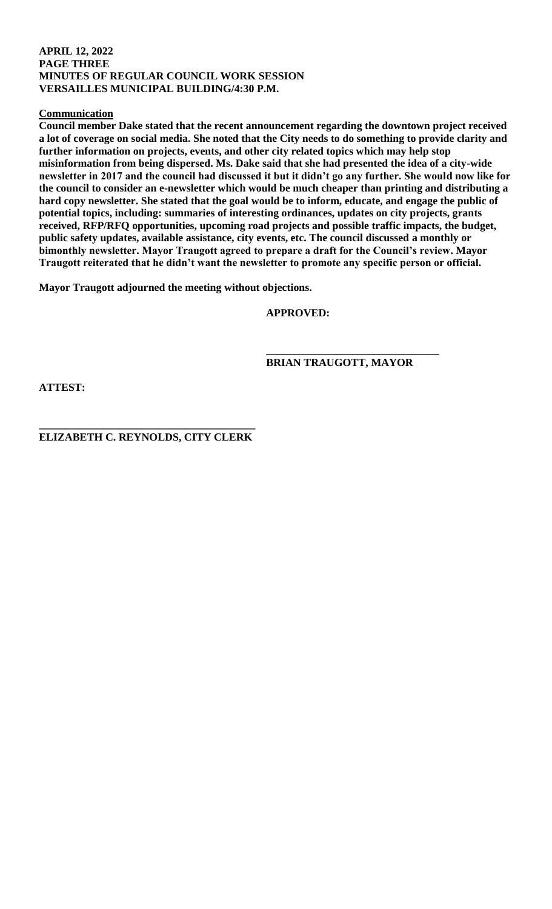**Communication**

**Council member Dake stated that the recent announcement regarding the downtown project received a lot of coverage on social media. She noted that the City needs to do something to provide clarity and further information on projects, events, and other city related topics which may help stop misinformation from being dispersed. Ms. Dake said that she had presented the idea of a city-wide newsletter in 2017 and the council had discussed it but it didn't go any further. She would now like for the council to consider an e-newsletter which would be much cheaper than printing and distributing a hard copy newsletter. She stated that the goal would be to inform, educate, and engage the public of potential topics, including: summaries of interesting ordinances, updates on city projects, grants received, RFP/RFQ opportunities, upcoming road projects and possible traffic impacts, the budget, public safety updates, available assistance, city events, etc. The council discussed a monthly or bimonthly newsletter. Mayor Traugott agreed to prepare a draft for the Council's review. Mayor Traugott reiterated that he didn't want the newsletter to promote any specific person or official.**

**Mayor Traugott adjourned the meeting without objections.**

**APPROVED:**

**\_\_\_\_\_\_\_\_\_\_\_\_\_\_\_\_\_\_\_\_\_\_\_\_\_\_\_\_\_\_\_**
**BRIAN TRAUGOTT, MAYOR**

**ATTEST:**

**\_\_\_\_\_\_\_\_\_\_\_\_\_\_\_\_\_\_\_\_\_\_\_\_\_\_\_\_\_\_\_\_\_\_\_\_\_\_**
**ELIZABETH C. REYNOLDS, CITY CLERK**